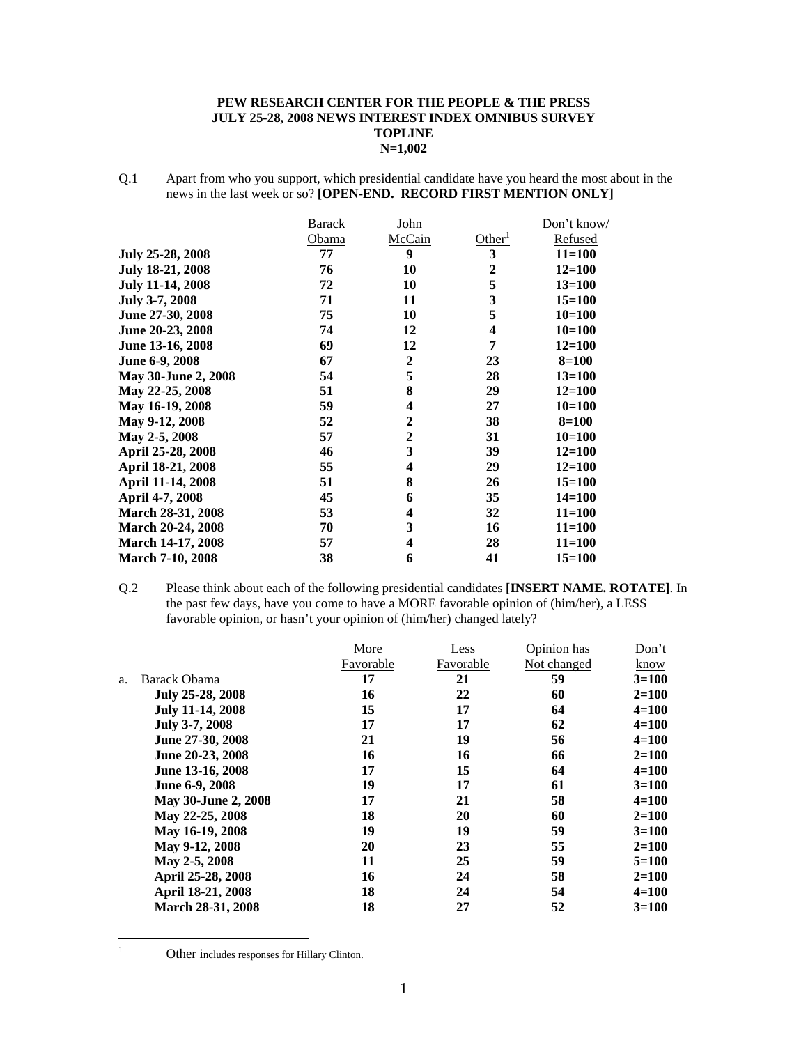**PEW RESEARCH CENTER FOR THE PEOPLE & THE PRESS**
**JULY 25-28, 2008 NEWS INTEREST INDEX OMNIBUS SURVEY**
**TOPLINE**
**N=1,002**

Q.1 Apart from who you support, which presidential candidate have you heard the most about in the news in the last week or so? **[OPEN-END. RECORD FIRST MENTION ONLY]**

| | Barack Obama | John McCain | Other[1] | Don't know/ Refused |
|---|---|---|---|---|
| **July 25-28, 2008** | **77** | **9** | **3** | **11=100** |
| **July 18-21, 2008** | **76** | **10** | **2** | **12=100** |
| **July 11-14, 2008** | **72** | **10** | **5** | **13=100** |
| **July 3-7, 2008** | **71** | **11** | **3** | **15=100** |
| **June 27-30, 2008** | **75** | **10** | **5** | **10=100** |
| **June 20-23, 2008** | **74** | **12** | **4** | **10=100** |
| **June 13-16, 2008** | **69** | **12** | **7** | **12=100** |
| **June 6-9, 2008** | **67** | **2** | **23** | **8=100** |
| **May 30-June 2, 2008** | **54** | **5** | **28** | **13=100** |
| **May 22-25, 2008** | **51** | **8** | **29** | **12=100** |
| **May 16-19, 2008** | **59** | **4** | **27** | **10=100** |
| **May 9-12, 2008** | **52** | **2** | **38** | **8=100** |
| **May 2-5, 2008** | **57** | **2** | **31** | **10=100** |
| **April 25-28, 2008** | **46** | **3** | **39** | **12=100** |
| **April 18-21, 2008** | **55** | **4** | **29** | **12=100** |
| **April 11-14, 2008** | **51** | **8** | **26** | **15=100** |
| **April 4-7, 2008** | **45** | **6** | **35** | **14=100** |
| **March 28-31, 2008** | **53** | **4** | **32** | **11=100** |
| **March 20-24, 2008** | **70** | **3** | **16** | **11=100** |
| **March 14-17, 2008** | **57** | **4** | **28** | **11=100** |
| **March 7-10, 2008** | **38** | **6** | **41** | **15=100** |

Q.2 Please think about each of the following presidential candidates **[INSERT NAME. ROTATE]**. In the past few days, have you come to have a MORE favorable opinion of (him/her), a LESS favorable opinion, or hasn't your opinion of (him/her) changed lately?

| | More Favorable | Less Favorable | Opinion has Not changed | Don't know |
|---|---|---|---|---|
| a. Barack Obama | **17** | **21** | **59** | **3=100** |
| **July 25-28, 2008** | **16** | **22** | **60** | **2=100** |
| **July 11-14, 2008** | **15** | **17** | **64** | **4=100** |
| **July 3-7, 2008** | **17** | **17** | **62** | **4=100** |
| **June 27-30, 2008** | **21** | **19** | **56** | **4=100** |
| **June 20-23, 2008** | **16** | **16** | **66** | **2=100** |
| **June 13-16, 2008** | **17** | **15** | **64** | **4=100** |
| **June 6-9, 2008** | **19** | **17** | **61** | **3=100** |
| **May 30-June 2, 2008** | **17** | **21** | **58** | **4=100** |
| **May 22-25, 2008** | **18** | **20** | **60** | **2=100** |
| **May 16-19, 2008** | **19** | **19** | **59** | **3=100** |
| **May 9-12, 2008** | **20** | **23** | **55** | **2=100** |
| **May 2-5, 2008** | **11** | **25** | **59** | **5=100** |
| **April 25-28, 2008** | **16** | **24** | **58** | **2=100** |
| **April 18-21, 2008** | **18** | **24** | **54** | **4=100** |
| **March 28-31, 2008** | **18** | **27** | **52** | **3=100** |

[1] Other includes responses for Hillary Clinton.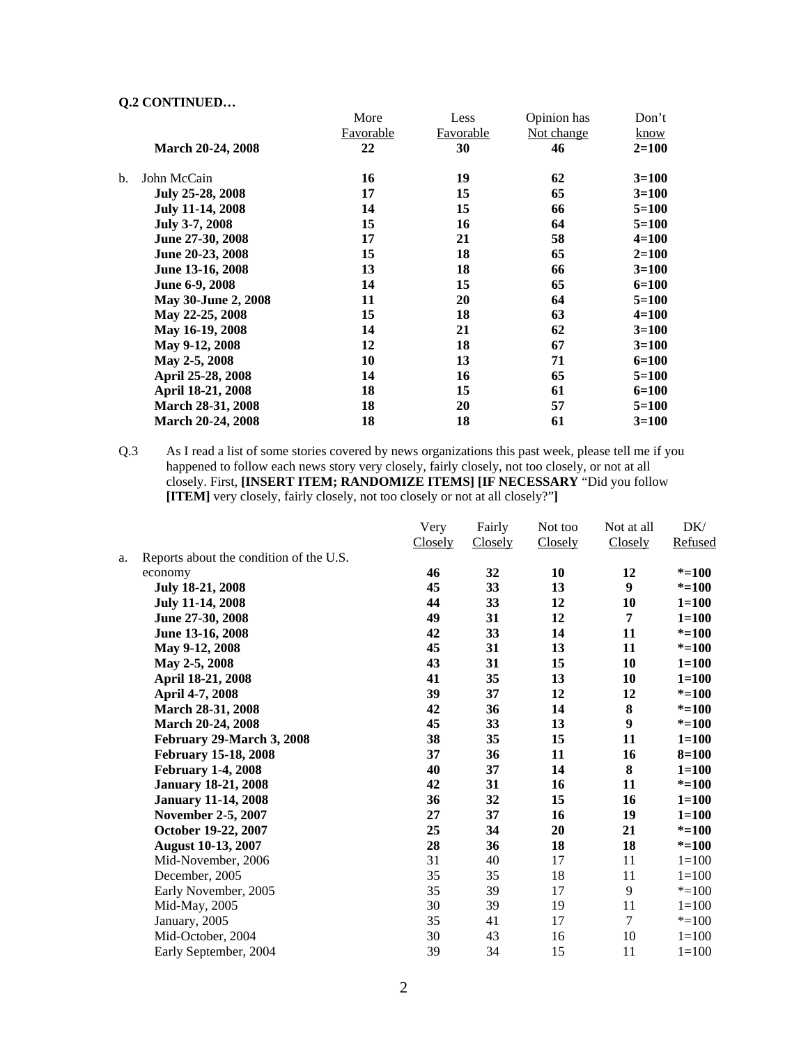**Q.2 CONTINUED…**

| | More Favorable | Less Favorable | Opinion has Not change | Don't know |
|---|---|---|---|---|
| **March 20-24, 2008** | **22** | **30** | **46** | **2=100** |
| b. John McCain | **16** | **19** | **62** | **3=100** |
| **July 25-28, 2008** | **17** | **15** | **65** | **3=100** |
| **July 11-14, 2008** | **14** | **15** | **66** | **5=100** |
| **July 3-7, 2008** | **15** | **16** | **64** | **5=100** |
| **June 27-30, 2008** | **17** | **21** | **58** | **4=100** |
| **June 20-23, 2008** | **15** | **18** | **65** | **2=100** |
| **June 13-16, 2008** | **13** | **18** | **66** | **3=100** |
| **June 6-9, 2008** | **14** | **15** | **65** | **6=100** |
| **May 30-June 2, 2008** | **11** | **20** | **64** | **5=100** |
| **May 22-25, 2008** | **15** | **18** | **63** | **4=100** |
| **May 16-19, 2008** | **14** | **21** | **62** | **3=100** |
| **May 9-12, 2008** | **12** | **18** | **67** | **3=100** |
| **May 2-5, 2008** | **10** | **13** | **71** | **6=100** |
| **April 25-28, 2008** | **14** | **16** | **65** | **5=100** |
| **April 18-21, 2008** | **18** | **15** | **61** | **6=100** |
| **March 28-31, 2008** | **18** | **20** | **57** | **5=100** |
| **March 20-24, 2008** | **18** | **18** | **61** | **3=100** |

Q.3 As I read a list of some stories covered by news organizations this past week, please tell me if you happened to follow each news story very closely, fairly closely, not too closely, or not at all closely. First, **[INSERT ITEM; RANDOMIZE ITEMS] [IF NECESSARY** "Did you follow **[ITEM]** very closely, fairly closely, not too closely or not at all closely?"**]**

| | Very Closely | Fairly Closely | Not too Closely | Not at all Closely | DK/ Refused |
|---|---|---|---|---|---|
| a. Reports about the condition of the U.S. economy | **46** | **32** | **10** | **12** | ***=100** |
| **July 18-21, 2008** | **45** | **33** | **13** | **9** | ***=100** |
| **July 11-14, 2008** | **44** | **33** | **12** | **10** | **1=100** |
| **June 27-30, 2008** | **49** | **31** | **12** | **7** | **1=100** |
| **June 13-16, 2008** | **42** | **33** | **14** | **11** | ***=100** |
| **May 9-12, 2008** | **45** | **31** | **13** | **11** | ***=100** |
| **May 2-5, 2008** | **43** | **31** | **15** | **10** | **1=100** |
| **April 18-21, 2008** | **41** | **35** | **13** | **10** | **1=100** |
| **April 4-7, 2008** | **39** | **37** | **12** | **12** | ***=100** |
| **March 28-31, 2008** | **42** | **36** | **14** | **8** | ***=100** |
| **March 20-24, 2008** | **45** | **33** | **13** | **9** | ***=100** |
| **February 29-March 3, 2008** | **38** | **35** | **15** | **11** | **1=100** |
| **February 15-18, 2008** | **37** | **36** | **11** | **16** | **8=100** |
| **February 1-4, 2008** | **40** | **37** | **14** | **8** | **1=100** |
| **January 18-21, 2008** | **42** | **31** | **16** | **11** | ***=100** |
| **January 11-14, 2008** | **36** | **32** | **15** | **16** | **1=100** |
| **November 2-5, 2007** | **27** | **37** | **16** | **19** | **1=100** |
| **October 19-22, 2007** | **25** | **34** | **20** | **21** | ***=100** |
| **August 10-13, 2007** | **28** | **36** | **18** | **18** | ***=100** |
| Mid-November, 2006 | 31 | 40 | 17 | 11 | 1=100 |
| December, 2005 | 35 | 35 | 18 | 11 | 1=100 |
| Early November, 2005 | 35 | 39 | 17 | 9 | *=100 |
| Mid-May, 2005 | 30 | 39 | 19 | 11 | 1=100 |
| January, 2005 | 35 | 41 | 17 | 7 | *=100 |
| Mid-October, 2004 | 30 | 43 | 16 | 10 | 1=100 |
| Early September, 2004 | 39 | 34 | 15 | 11 | 1=100 |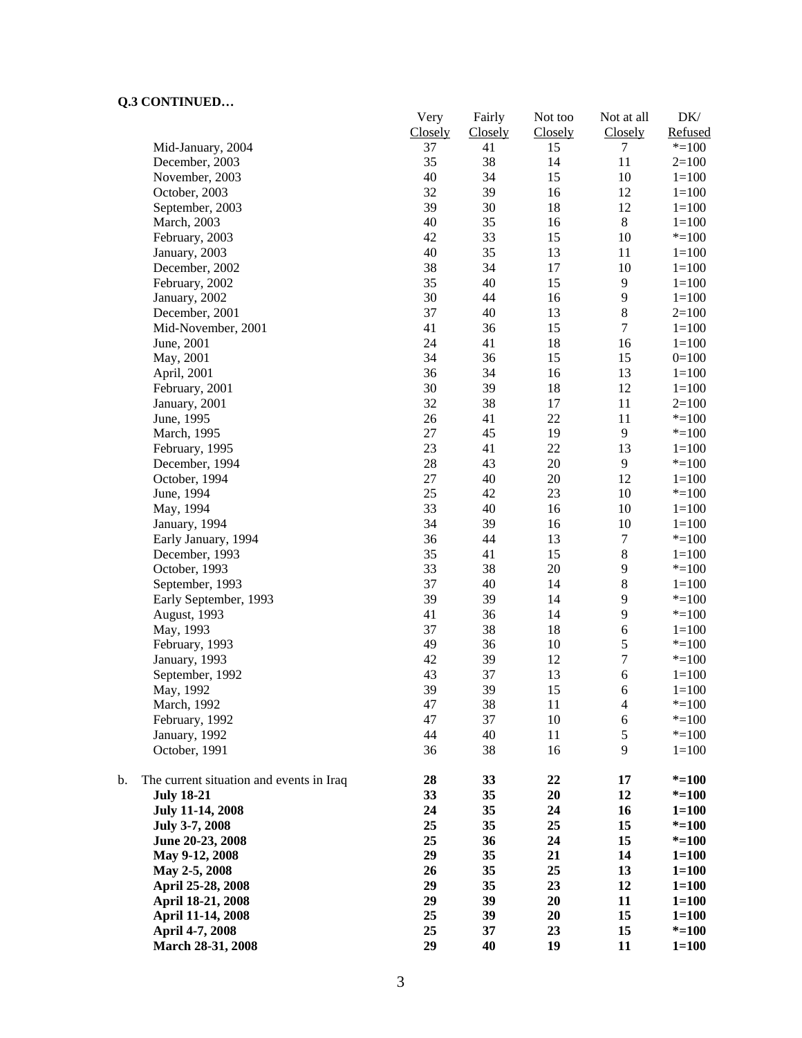**Q.3 CONTINUED…**

| | Very Closely | Fairly Closely | Not too Closely | Not at all Closely | DK/ Refused |
|---|---|---|---|---|---|
| Mid-January, 2004 | 37 | 41 | 15 | 7 | *=100 |
| December, 2003 | 35 | 38 | 14 | 11 | 2=100 |
| November, 2003 | 40 | 34 | 15 | 10 | 1=100 |
| October, 2003 | 32 | 39 | 16 | 12 | 1=100 |
| September, 2003 | 39 | 30 | 18 | 12 | 1=100 |
| March, 2003 | 40 | 35 | 16 | 8 | 1=100 |
| February, 2003 | 42 | 33 | 15 | 10 | *=100 |
| January, 2003 | 40 | 35 | 13 | 11 | 1=100 |
| December, 2002 | 38 | 34 | 17 | 10 | 1=100 |
| February, 2002 | 35 | 40 | 15 | 9 | 1=100 |
| January, 2002 | 30 | 44 | 16 | 9 | 1=100 |
| December, 2001 | 37 | 40 | 13 | 8 | 2=100 |
| Mid-November, 2001 | 41 | 36 | 15 | 7 | 1=100 |
| June, 2001 | 24 | 41 | 18 | 16 | 1=100 |
| May, 2001 | 34 | 36 | 15 | 15 | 0=100 |
| April, 2001 | 36 | 34 | 16 | 13 | 1=100 |
| February, 2001 | 30 | 39 | 18 | 12 | 1=100 |
| January, 2001 | 32 | 38 | 17 | 11 | 2=100 |
| June, 1995 | 26 | 41 | 22 | 11 | *=100 |
| March, 1995 | 27 | 45 | 19 | 9 | *=100 |
| February, 1995 | 23 | 41 | 22 | 13 | 1=100 |
| December, 1994 | 28 | 43 | 20 | 9 | *=100 |
| October, 1994 | 27 | 40 | 20 | 12 | 1=100 |
| June, 1994 | 25 | 42 | 23 | 10 | *=100 |
| May, 1994 | 33 | 40 | 16 | 10 | 1=100 |
| January, 1994 | 34 | 39 | 16 | 10 | 1=100 |
| Early January, 1994 | 36 | 44 | 13 | 7 | *=100 |
| December, 1993 | 35 | 41 | 15 | 8 | 1=100 |
| October, 1993 | 33 | 38 | 20 | 9 | *=100 |
| September, 1993 | 37 | 40 | 14 | 8 | 1=100 |
| Early September, 1993 | 39 | 39 | 14 | 9 | *=100 |
| August, 1993 | 41 | 36 | 14 | 9 | *=100 |
| May, 1993 | 37 | 38 | 18 | 6 | 1=100 |
| February, 1993 | 49 | 36 | 10 | 5 | *=100 |
| January, 1993 | 42 | 39 | 12 | 7 | *=100 |
| September, 1992 | 43 | 37 | 13 | 6 | 1=100 |
| May, 1992 | 39 | 39 | 15 | 6 | 1=100 |
| March, 1992 | 47 | 38 | 11 | 4 | *=100 |
| February, 1992 | 47 | 37 | 10 | 6 | *=100 |
| January, 1992 | 44 | 40 | 11 | 5 | *=100 |
| October, 1991 | 36 | 38 | 16 | 9 | 1=100 |
| b. The current situation and events in Iraq | **28** | **33** | **22** | **17** | ***=100** |
| **July 18-21** | **33** | **35** | **20** | **12** | ***=100** |
| **July 11-14, 2008** | **24** | **35** | **24** | **16** | **1=100** |
| **July 3-7, 2008** | **25** | **35** | **25** | **15** | ***=100** |
| **June 20-23, 2008** | **25** | **36** | **24** | **15** | ***=100** |
| **May 9-12, 2008** | **29** | **35** | **21** | **14** | **1=100** |
| **May 2-5, 2008** | **26** | **35** | **25** | **13** | **1=100** |
| **April 25-28, 2008** | **29** | **35** | **23** | **12** | **1=100** |
| **April 18-21, 2008** | **29** | **39** | **20** | **11** | **1=100** |
| **April 11-14, 2008** | **25** | **39** | **20** | **15** | **1=100** |
| **April 4-7, 2008** | **25** | **37** | **23** | **15** | ***=100** |
| **March 28-31, 2008** | **29** | **40** | **19** | **11** | **1=100** |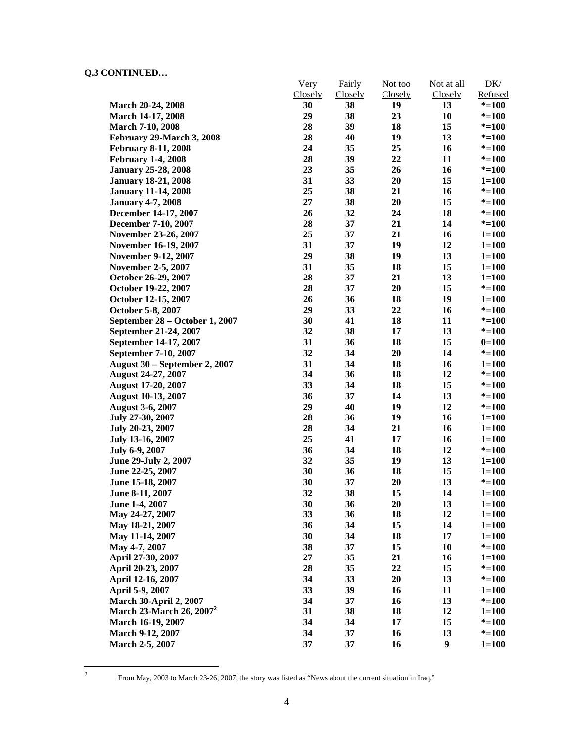**Q.3 CONTINUED…**

| | Very Closely | Fairly Closely | Not too Closely | Not at all Closely | DK/ Refused |
|---|---|---|---|---|---|
| **March 20-24, 2008** | **30** | **38** | **19** | **13** | ***=100** |
| **March 14-17, 2008** | **29** | **38** | **23** | **10** | ***=100** |
| **March 7-10, 2008** | **28** | **39** | **18** | **15** | ***=100** |
| **February 29-March 3, 2008** | **28** | **40** | **19** | **13** | ***=100** |
| **February 8-11, 2008** | **24** | **35** | **25** | **16** | ***=100** |
| **February 1-4, 2008** | **28** | **39** | **22** | **11** | ***=100** |
| **January 25-28, 2008** | **23** | **35** | **26** | **16** | ***=100** |
| **January 18-21, 2008** | **31** | **33** | **20** | **15** | **1=100** |
| **January 11-14, 2008** | **25** | **38** | **21** | **16** | ***=100** |
| **January 4-7, 2008** | **27** | **38** | **20** | **15** | ***=100** |
| **December 14-17, 2007** | **26** | **32** | **24** | **18** | ***=100** |
| **December 7-10, 2007** | **28** | **37** | **21** | **14** | ***=100** |
| **November 23-26, 2007** | **25** | **37** | **21** | **16** | **1=100** |
| **November 16-19, 2007** | **31** | **37** | **19** | **12** | **1=100** |
| **November 9-12, 2007** | **29** | **38** | **19** | **13** | **1=100** |
| **November 2-5, 2007** | **31** | **35** | **18** | **15** | **1=100** |
| **October 26-29, 2007** | **28** | **37** | **21** | **13** | **1=100** |
| **October 19-22, 2007** | **28** | **37** | **20** | **15** | ***=100** |
| **October 12-15, 2007** | **26** | **36** | **18** | **19** | **1=100** |
| **October 5-8, 2007** | **29** | **33** | **22** | **16** | ***=100** |
| **September 28 – October 1, 2007** | **30** | **41** | **18** | **11** | ***=100** |
| **September 21-24, 2007** | **32** | **38** | **17** | **13** | ***=100** |
| **September 14-17, 2007** | **31** | **36** | **18** | **15** | **0=100** |
| **September 7-10, 2007** | **32** | **34** | **20** | **14** | ***=100** |
| **August 30 – September 2, 2007** | **31** | **34** | **18** | **16** | **1=100** |
| **August 24-27, 2007** | **34** | **36** | **18** | **12** | ***=100** |
| **August 17-20, 2007** | **33** | **34** | **18** | **15** | ***=100** |
| **August 10-13, 2007** | **36** | **37** | **14** | **13** | ***=100** |
| **August 3-6, 2007** | **29** | **40** | **19** | **12** | ***=100** |
| **July 27-30, 2007** | **28** | **36** | **19** | **16** | **1=100** |
| **July 20-23, 2007** | **28** | **34** | **21** | **16** | **1=100** |
| **July 13-16, 2007** | **25** | **41** | **17** | **16** | **1=100** |
| **July 6-9, 2007** | **36** | **34** | **18** | **12** | ***=100** |
| **June 29-July 2, 2007** | **32** | **35** | **19** | **13** | **1=100** |
| **June 22-25, 2007** | **30** | **36** | **18** | **15** | **1=100** |
| **June 15-18, 2007** | **30** | **37** | **20** | **13** | ***=100** |
| **June 8-11, 2007** | **32** | **38** | **15** | **14** | **1=100** |
| **June 1-4, 2007** | **30** | **36** | **20** | **13** | **1=100** |
| **May 24-27, 2007** | **33** | **36** | **18** | **12** | **1=100** |
| **May 18-21, 2007** | **36** | **34** | **15** | **14** | **1=100** |
| **May 11-14, 2007** | **30** | **34** | **18** | **17** | **1=100** |
| **May 4-7, 2007** | **38** | **37** | **15** | **10** | ***=100** |
| **April 27-30, 2007** | **27** | **35** | **21** | **16** | **1=100** |
| **April 20-23, 2007** | **28** | **35** | **22** | **15** | ***=100** |
| **April 12-16, 2007** | **34** | **33** | **20** | **13** | ***=100** |
| **April 5-9, 2007** | **33** | **39** | **16** | **11** | **1=100** |
| **March 30-April 2, 2007** | **34** | **37** | **16** | **13** | ***=100** |
| **March 23-March 26, 2007[2]** | **31** | **38** | **18** | **12** | **1=100** |
| **March 16-19, 2007** | **34** | **34** | **17** | **15** | ***=100** |
| **March 9-12, 2007** | **34** | **37** | **16** | **13** | ***=100** |
| **March 2-5, 2007** | **37** | **37** | **16** | **9** | **1=100** |

[2] From May, 2003 to March 23-26, 2007, the story was listed as "News about the current situation in Iraq."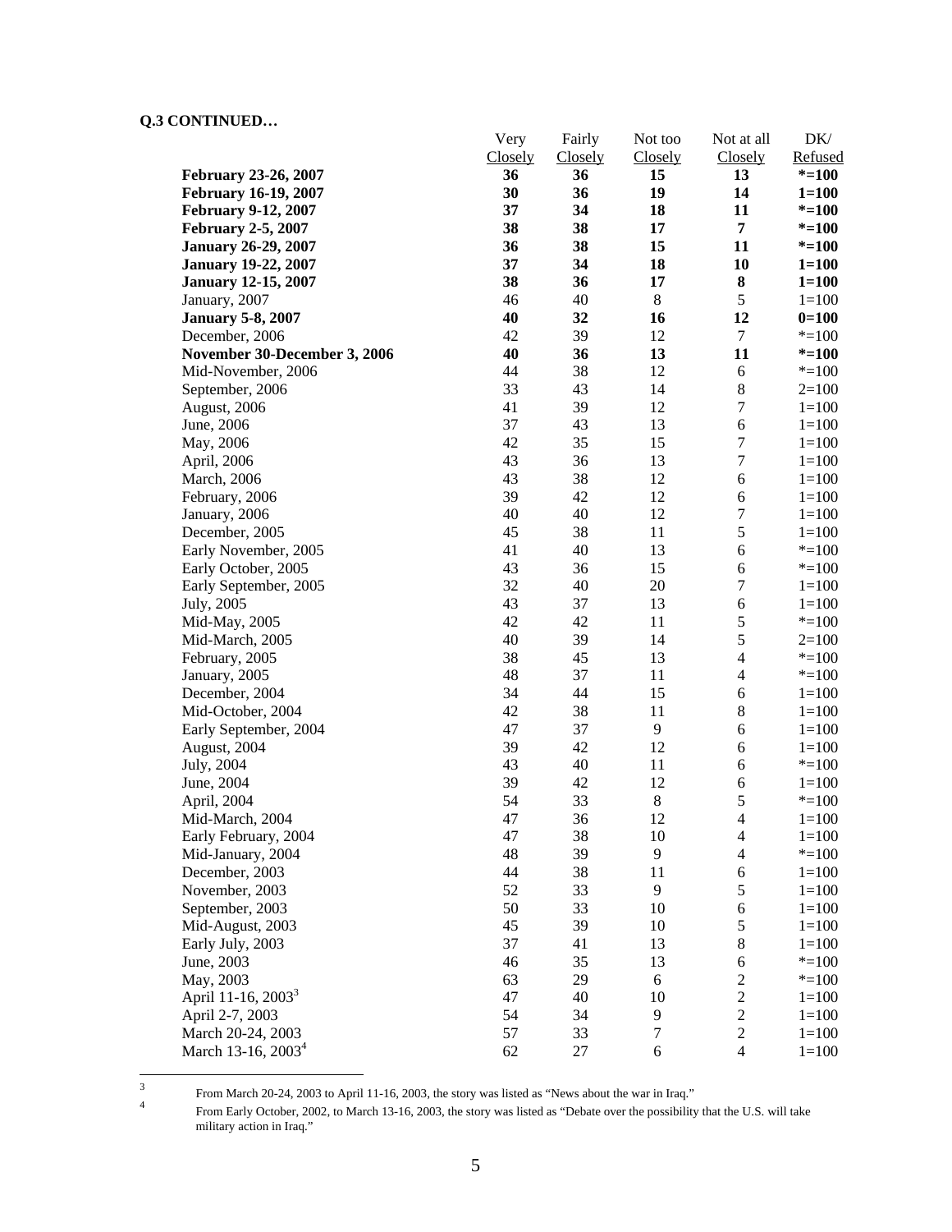**Q.3 CONTINUED…**

| | Very Closely | Fairly Closely | Not too Closely | Not at all Closely | DK/ Refused |
|---|---|---|---|---|---|
| **February 23-26, 2007** | **36** | **36** | **15** | **13** | **\*=100** |
| **February 16-19, 2007** | **30** | **36** | **19** | **14** | **1=100** |
| **February 9-12, 2007** | **37** | **34** | **18** | **11** | **\*=100** |
| **February 2-5, 2007** | **38** | **38** | **17** | **7** | **\*=100** |
| **January 26-29, 2007** | **36** | **38** | **15** | **11** | **\*=100** |
| **January 19-22, 2007** | **37** | **34** | **18** | **10** | **1=100** |
| **January 12-15, 2007** | **38** | **36** | **17** | **8** | **1=100** |
| January, 2007 | 46 | 40 | 8 | 5 | 1=100 |
| **January 5-8, 2007** | **40** | **32** | **16** | **12** | **0=100** |
| December, 2006 | 42 | 39 | 12 | 7 | *=100 |
| **November 30-December 3, 2006** | **40** | **36** | **13** | **11** | **\*=100** |
| Mid-November, 2006 | 44 | 38 | 12 | 6 | *=100 |
| September, 2006 | 33 | 43 | 14 | 8 | 2=100 |
| August, 2006 | 41 | 39 | 12 | 7 | 1=100 |
| June, 2006 | 37 | 43 | 13 | 6 | 1=100 |
| May, 2006 | 42 | 35 | 15 | 7 | 1=100 |
| April, 2006 | 43 | 36 | 13 | 7 | 1=100 |
| March, 2006 | 43 | 38 | 12 | 6 | 1=100 |
| February, 2006 | 39 | 42 | 12 | 6 | 1=100 |
| January, 2006 | 40 | 40 | 12 | 7 | 1=100 |
| December, 2005 | 45 | 38 | 11 | 5 | 1=100 |
| Early November, 2005 | 41 | 40 | 13 | 6 | *=100 |
| Early October, 2005 | 43 | 36 | 15 | 6 | *=100 |
| Early September, 2005 | 32 | 40 | 20 | 7 | 1=100 |
| July, 2005 | 43 | 37 | 13 | 6 | 1=100 |
| Mid-May, 2005 | 42 | 42 | 11 | 5 | *=100 |
| Mid-March, 2005 | 40 | 39 | 14 | 5 | 2=100 |
| February, 2005 | 38 | 45 | 13 | 4 | *=100 |
| January, 2005 | 48 | 37 | 11 | 4 | *=100 |
| December, 2004 | 34 | 44 | 15 | 6 | 1=100 |
| Mid-October, 2004 | 42 | 38 | 11 | 8 | 1=100 |
| Early September, 2004 | 47 | 37 | 9 | 6 | 1=100 |
| August, 2004 | 39 | 42 | 12 | 6 | 1=100 |
| July, 2004 | 43 | 40 | 11 | 6 | *=100 |
| June, 2004 | 39 | 42 | 12 | 6 | 1=100 |
| April, 2004 | 54 | 33 | 8 | 5 | *=100 |
| Mid-March, 2004 | 47 | 36 | 12 | 4 | 1=100 |
| Early February, 2004 | 47 | 38 | 10 | 4 | 1=100 |
| Mid-January, 2004 | 48 | 39 | 9 | 4 | *=100 |
| December, 2003 | 44 | 38 | 11 | 6 | 1=100 |
| November, 2003 | 52 | 33 | 9 | 5 | 1=100 |
| September, 2003 | 50 | 33 | 10 | 6 | 1=100 |
| Mid-August, 2003 | 45 | 39 | 10 | 5 | 1=100 |
| Early July, 2003 | 37 | 41 | 13 | 8 | 1=100 |
| June, 2003 | 46 | 35 | 13 | 6 | *=100 |
| May, 2003 | 63 | 29 | 6 | 2 | *=100 |
| April 11-16, 2003[3] | 47 | 40 | 10 | 2 | 1=100 |
| April 2-7, 2003 | 54 | 34 | 9 | 2 | 1=100 |
| March 20-24, 2003 | 57 | 33 | 7 | 2 | 1=100 |
| March 13-16, 2003[4] | 62 | 27 | 6 | 4 | 1=100 |

[3] From March 20-24, 2003 to April 11-16, 2003, the story was listed as "News about the war in Iraq."

[4] From Early October, 2002, to March 13-16, 2003, the story was listed as "Debate over the possibility that the U.S. will take military action in Iraq."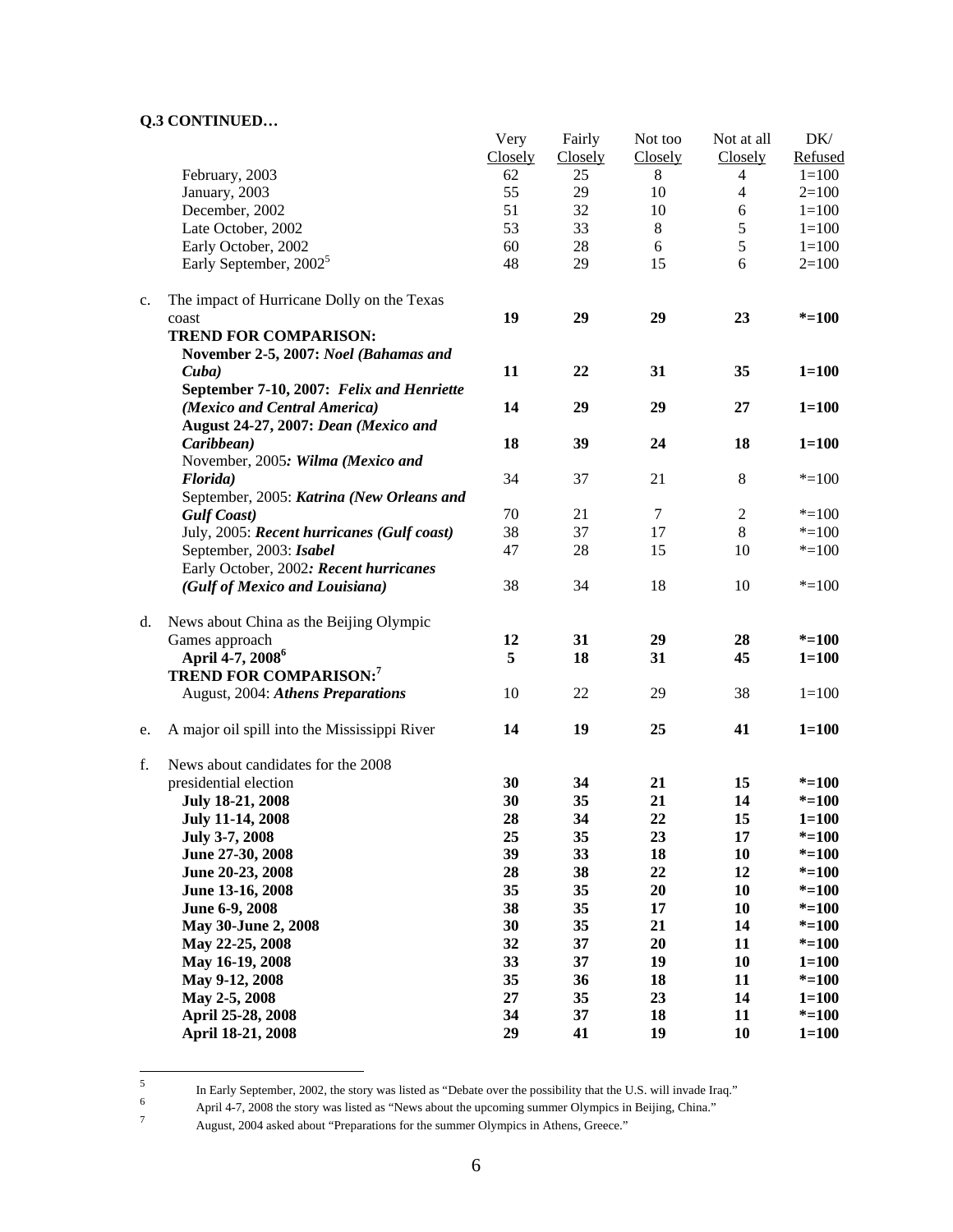**Q.3 CONTINUED…**

| | | Very Closely | Fairly Closely | Not too Closely | Not at all Closely | DK/ Refused |
|---|---|---|---|---|---|---|
| | February, 2003 | 62 | 25 | 8 | 4 | 1=100 |
| | January, 2003 | 55 | 29 | 10 | 4 | 2=100 |
| | December, 2002 | 51 | 32 | 10 | 6 | 1=100 |
| | Late October, 2002 | 53 | 33 | 8 | 5 | 1=100 |
| | Early October, 2002 | 60 | 28 | 6 | 5 | 1=100 |
| | Early September, 2002[5] | 48 | 29 | 15 | 6 | 2=100 |
| c. | The impact of Hurricane Dolly on the Texas coast | **19** | **29** | **29** | **23** | **\*=100** |
| | **TREND FOR COMPARISON:** | | | | | |
| | **November 2-5, 2007: *Noel (Bahamas and Cuba)*** | **11** | **22** | **31** | **35** | **1=100** |
| | **September 7-10, 2007: *Felix and Henriette (Mexico and Central America)*** | **14** | **29** | **29** | **27** | **1=100** |
| | **August 24-27, 2007: *Dean (Mexico and Caribbean)*** | **18** | **39** | **24** | **18** | **1=100** |
| | November, 2005***: Wilma (Mexico and Florida)*** | 34 | 37 | 21 | 8 | *=100 |
| | September, 2005: ***Katrina (New Orleans and Gulf Coast)*** | 70 | 21 | 7 | 2 | *=100 |
| | July, 2005: ***Recent hurricanes (Gulf coast)*** | 38 | 37 | 17 | 8 | *=100 |
| | September, 2003: ***Isabel*** | 47 | 28 | 15 | 10 | *=100 |
| | Early October, 2002***: Recent hurricanes (Gulf of Mexico and Louisiana)*** | 38 | 34 | 18 | 10 | *=100 |
| d. | News about China as the Beijing Olympic Games approach | **12** | **31** | **29** | **28** | **\*=100** |
| | **April 4-7, 2008[6]** | **5** | **18** | **31** | **45** | **1=100** |
| | **TREND FOR COMPARISON:[7]** | | | | | |
| | August, 2004: ***Athens Preparations*** | 10 | 22 | 29 | 38 | 1=100 |
| e. | A major oil spill into the Mississippi River | **14** | **19** | **25** | **41** | **1=100** |
| f. | News about candidates for the 2008 presidential election | **30** | **34** | **21** | **15** | **\*=100** |
| | **July 18-21, 2008** | **30** | **35** | **21** | **14** | **\*=100** |
| | **July 11-14, 2008** | **28** | **34** | **22** | **15** | **1=100** |
| | **July 3-7, 2008** | **25** | **35** | **23** | **17** | **\*=100** |
| | **June 27-30, 2008** | **39** | **33** | **18** | **10** | **\*=100** |
| | **June 20-23, 2008** | **28** | **38** | **22** | **12** | **\*=100** |
| | **June 13-16, 2008** | **35** | **35** | **20** | **10** | **\*=100** |
| | **June 6-9, 2008** | **38** | **35** | **17** | **10** | **\*=100** |
| | **May 30-June 2, 2008** | **30** | **35** | **21** | **14** | **\*=100** |
| | **May 22-25, 2008** | **32** | **37** | **20** | **11** | **\*=100** |
| | **May 16-19, 2008** | **33** | **37** | **19** | **10** | **1=100** |
| | **May 9-12, 2008** | **35** | **36** | **18** | **11** | **\*=100** |
| | **May 2-5, 2008** | **27** | **35** | **23** | **14** | **1=100** |
| | **April 25-28, 2008** | **34** | **37** | **18** | **11** | **\*=100** |
| | **April 18-21, 2008** | **29** | **41** | **19** | **10** | **1=100** |

[5] In Early September, 2002, the story was listed as "Debate over the possibility that the U.S. will invade Iraq."

[6] April 4-7, 2008 the story was listed as "News about the upcoming summer Olympics in Beijing, China."

[7] August, 2004 asked about "Preparations for the summer Olympics in Athens, Greece."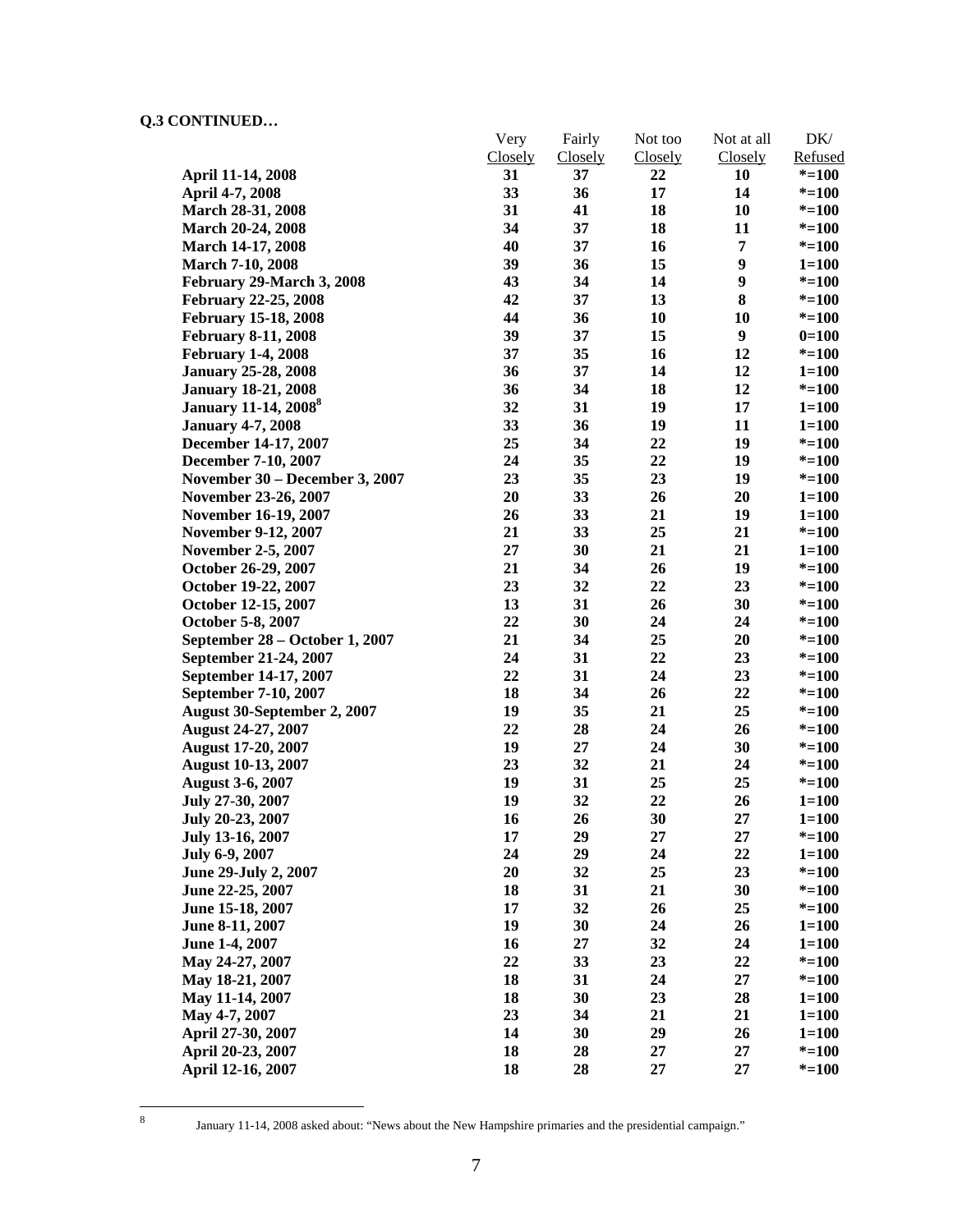**Q.3 CONTINUED…**

| | Very Closely | Fairly Closely | Not too Closely | Not at all Closely | DK/ Refused |
|---|---|---|---|---|---|
| **April 11-14, 2008** | **31** | **37** | **22** | **10** | ***=100** |
| **April 4-7, 2008** | **33** | **36** | **17** | **14** | ***=100** |
| **March 28-31, 2008** | **31** | **41** | **18** | **10** | ***=100** |
| **March 20-24, 2008** | **34** | **37** | **18** | **11** | ***=100** |
| **March 14-17, 2008** | **40** | **37** | **16** | **7** | ***=100** |
| **March 7-10, 2008** | **39** | **36** | **15** | **9** | **1=100** |
| **February 29-March 3, 2008** | **43** | **34** | **14** | **9** | ***=100** |
| **February 22-25, 2008** | **42** | **37** | **13** | **8** | ***=100** |
| **February 15-18, 2008** | **44** | **36** | **10** | **10** | ***=100** |
| **February 8-11, 2008** | **39** | **37** | **15** | **9** | **0=100** |
| **February 1-4, 2008** | **37** | **35** | **16** | **12** | ***=100** |
| **January 25-28, 2008** | **36** | **37** | **14** | **12** | **1=100** |
| **January 18-21, 2008** | **36** | **34** | **18** | **12** | ***=100** |
| **January 11-14, 2008[8]** | **32** | **31** | **19** | **17** | **1=100** |
| **January 4-7, 2008** | **33** | **36** | **19** | **11** | **1=100** |
| **December 14-17, 2007** | **25** | **34** | **22** | **19** | ***=100** |
| **December 7-10, 2007** | **24** | **35** | **22** | **19** | ***=100** |
| **November 30 – December 3, 2007** | **23** | **35** | **23** | **19** | ***=100** |
| **November 23-26, 2007** | **20** | **33** | **26** | **20** | **1=100** |
| **November 16-19, 2007** | **26** | **33** | **21** | **19** | **1=100** |
| **November 9-12, 2007** | **21** | **33** | **25** | **21** | ***=100** |
| **November 2-5, 2007** | **27** | **30** | **21** | **21** | **1=100** |
| **October 26-29, 2007** | **21** | **34** | **26** | **19** | ***=100** |
| **October 19-22, 2007** | **23** | **32** | **22** | **23** | ***=100** |
| **October 12-15, 2007** | **13** | **31** | **26** | **30** | ***=100** |
| **October 5-8, 2007** | **22** | **30** | **24** | **24** | ***=100** |
| **September 28 – October 1, 2007** | **21** | **34** | **25** | **20** | ***=100** |
| **September 21-24, 2007** | **24** | **31** | **22** | **23** | ***=100** |
| **September 14-17, 2007** | **22** | **31** | **24** | **23** | ***=100** |
| **September 7-10, 2007** | **18** | **34** | **26** | **22** | ***=100** |
| **August 30-September 2, 2007** | **19** | **35** | **21** | **25** | ***=100** |
| **August 24-27, 2007** | **22** | **28** | **24** | **26** | ***=100** |
| **August 17-20, 2007** | **19** | **27** | **24** | **30** | ***=100** |
| **August 10-13, 2007** | **23** | **32** | **21** | **24** | ***=100** |
| **August 3-6, 2007** | **19** | **31** | **25** | **25** | ***=100** |
| **July 27-30, 2007** | **19** | **32** | **22** | **26** | **1=100** |
| **July 20-23, 2007** | **16** | **26** | **30** | **27** | **1=100** |
| **July 13-16, 2007** | **17** | **29** | **27** | **27** | ***=100** |
| **July 6-9, 2007** | **24** | **29** | **24** | **22** | **1=100** |
| **June 29-July 2, 2007** | **20** | **32** | **25** | **23** | ***=100** |
| **June 22-25, 2007** | **18** | **31** | **21** | **30** | ***=100** |
| **June 15-18, 2007** | **17** | **32** | **26** | **25** | ***=100** |
| **June 8-11, 2007** | **19** | **30** | **24** | **26** | **1=100** |
| **June 1-4, 2007** | **16** | **27** | **32** | **24** | **1=100** |
| **May 24-27, 2007** | **22** | **33** | **23** | **22** | ***=100** |
| **May 18-21, 2007** | **18** | **31** | **24** | **27** | ***=100** |
| **May 11-14, 2007** | **18** | **30** | **23** | **28** | **1=100** |
| **May 4-7, 2007** | **23** | **34** | **21** | **21** | **1=100** |
| **April 27-30, 2007** | **14** | **30** | **29** | **26** | **1=100** |
| **April 20-23, 2007** | **18** | **28** | **27** | **27** | ***=100** |
| **April 12-16, 2007** | **18** | **28** | **27** | **27** | ***=100** |

[8] January 11-14, 2008 asked about: "News about the New Hampshire primaries and the presidential campaign."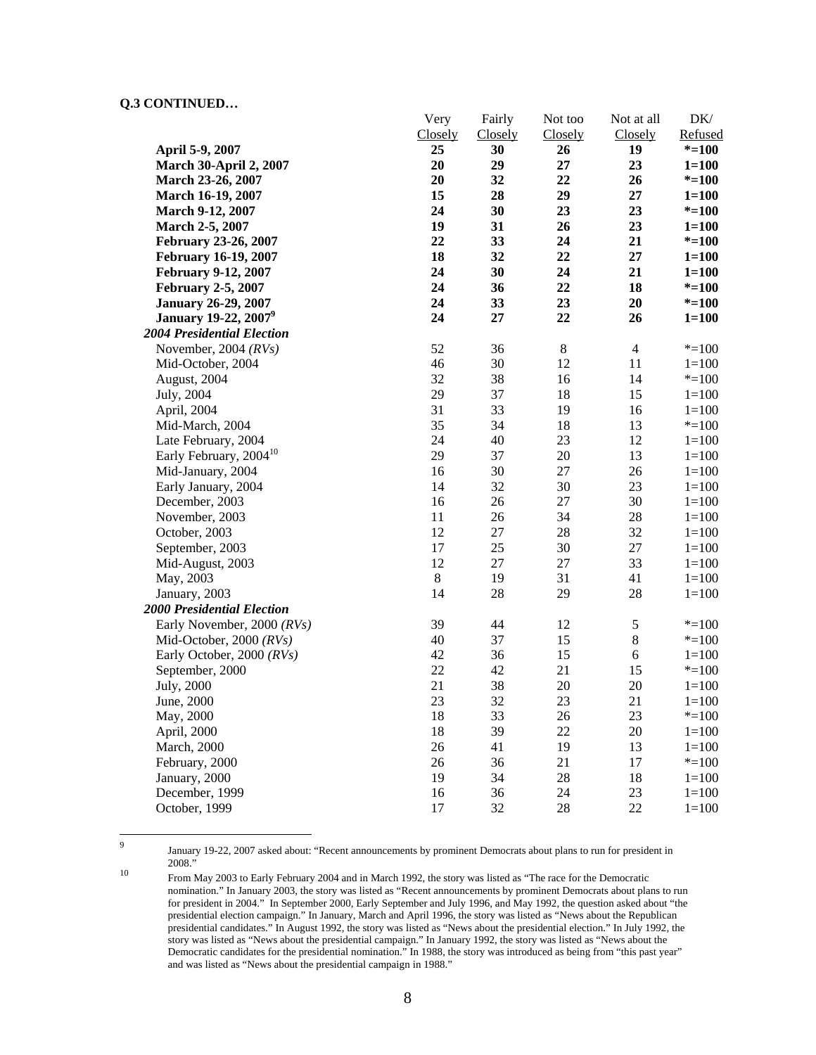**Q.3 CONTINUED…**

| | Very Closely | Fairly Closely | Not too Closely | Not at all Closely | DK/ Refused |
|---|---|---|---|---|---|
| **April 5-9, 2007** | **25** | **30** | **26** | **19** | ***=100** |
| **March 30-April 2, 2007** | **20** | **29** | **27** | **23** | **1=100** |
| **March 23-26, 2007** | **20** | **32** | **22** | **26** | ***=100** |
| **March 16-19, 2007** | **15** | **28** | **29** | **27** | **1=100** |
| **March 9-12, 2007** | **24** | **30** | **23** | **23** | ***=100** |
| **March 2-5, 2007** | **19** | **31** | **26** | **23** | **1=100** |
| **February 23-26, 2007** | **22** | **33** | **24** | **21** | ***=100** |
| **February 16-19, 2007** | **18** | **32** | **22** | **27** | **1=100** |
| **February 9-12, 2007** | **24** | **30** | **24** | **21** | **1=100** |
| **February 2-5, 2007** | **24** | **36** | **22** | **18** | ***=100** |
| **January 26-29, 2007** | **24** | **33** | **23** | **20** | ***=100** |
| **January 19-22, 2007[9]** | **24** | **27** | **22** | **26** | **1=100** |
| ***2004 Presidential Election*** | | | | | |
| November, 2004 *(RVs)* | 52 | 36 | 8 | 4 | *=100 |
| Mid-October, 2004 | 46 | 30 | 12 | 11 | 1=100 |
| August, 2004 | 32 | 38 | 16 | 14 | *=100 |
| July, 2004 | 29 | 37 | 18 | 15 | 1=100 |
| April, 2004 | 31 | 33 | 19 | 16 | 1=100 |
| Mid-March, 2004 | 35 | 34 | 18 | 13 | *=100 |
| Late February, 2004 | 24 | 40 | 23 | 12 | 1=100 |
| Early February, 2004[10] | 29 | 37 | 20 | 13 | 1=100 |
| Mid-January, 2004 | 16 | 30 | 27 | 26 | 1=100 |
| Early January, 2004 | 14 | 32 | 30 | 23 | 1=100 |
| December, 2003 | 16 | 26 | 27 | 30 | 1=100 |
| November, 2003 | 11 | 26 | 34 | 28 | 1=100 |
| October, 2003 | 12 | 27 | 28 | 32 | 1=100 |
| September, 2003 | 17 | 25 | 30 | 27 | 1=100 |
| Mid-August, 2003 | 12 | 27 | 27 | 33 | 1=100 |
| May, 2003 | 8 | 19 | 31 | 41 | 1=100 |
| January, 2003 | 14 | 28 | 29 | 28 | 1=100 |
| ***2000 Presidential Election*** | | | | | |
| Early November, 2000 *(RVs)* | 39 | 44 | 12 | 5 | *=100 |
| Mid-October, 2000 *(RVs)* | 40 | 37 | 15 | 8 | *=100 |
| Early October, 2000 *(RVs)* | 42 | 36 | 15 | 6 | 1=100 |
| September, 2000 | 22 | 42 | 21 | 15 | *=100 |
| July, 2000 | 21 | 38 | 20 | 20 | 1=100 |
| June, 2000 | 23 | 32 | 23 | 21 | 1=100 |
| May, 2000 | 18 | 33 | 26 | 23 | *=100 |
| April, 2000 | 18 | 39 | 22 | 20 | 1=100 |
| March, 2000 | 26 | 41 | 19 | 13 | 1=100 |
| February, 2000 | 26 | 36 | 21 | 17 | *=100 |
| January, 2000 | 19 | 34 | 28 | 18 | 1=100 |
| December, 1999 | 16 | 36 | 24 | 23 | 1=100 |
| October, 1999 | 17 | 32 | 28 | 22 | 1=100 |

[9] January 19-22, 2007 asked about: "Recent announcements by prominent Democrats about plans to run for president in 2008."

[10] From May 2003 to Early February 2004 and in March 1992, the story was listed as "The race for the Democratic nomination." In January 2003, the story was listed as "Recent announcements by prominent Democrats about plans to run for president in 2004." In September 2000, Early September and July 1996, and May 1992, the question asked about "the presidential election campaign." In January, March and April 1996, the story was listed as "News about the Republican presidential candidates." In August 1992, the story was listed as "News about the presidential election." In July 1992, the story was listed as "News about the presidential campaign." In January 1992, the story was listed as "News about the Democratic candidates for the presidential nomination." In 1988, the story was introduced as being from "this past year" and was listed as "News about the presidential campaign in 1988."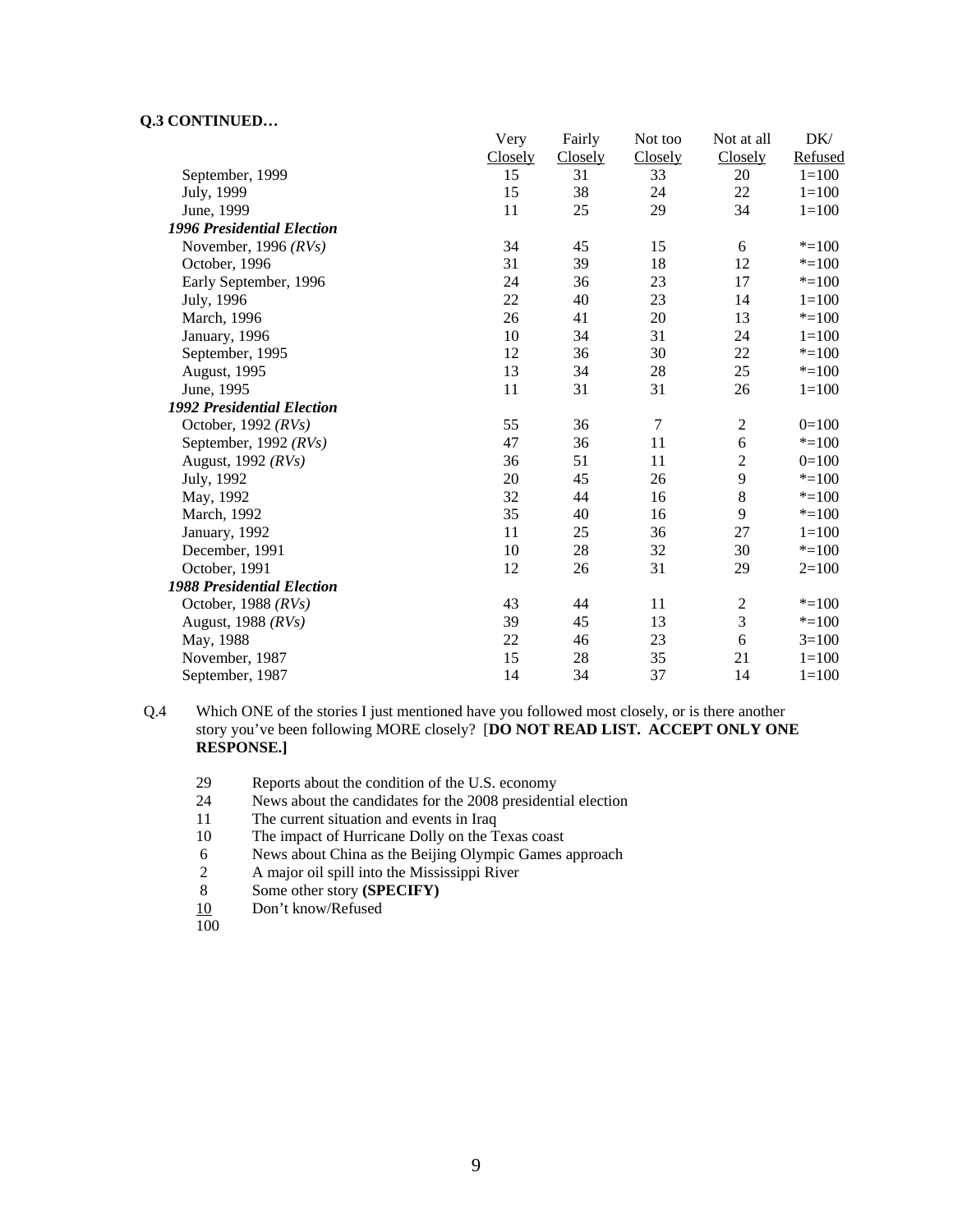**Q.3 CONTINUED…**

| | Very Closely | Fairly Closely | Not too Closely | Not at all Closely | DK/ Refused |
|---|---|---|---|---|---|
| September, 1999 | 15 | 31 | 33 | 20 | 1=100 |
| July, 1999 | 15 | 38 | 24 | 22 | 1=100 |
| June, 1999 | 11 | 25 | 29 | 34 | 1=100 |
| ***1996 Presidential Election*** | | | | | |
| November, 1996 *(RVs)* | 34 | 45 | 15 | 6 | *=100 |
| October, 1996 | 31 | 39 | 18 | 12 | *=100 |
| Early September, 1996 | 24 | 36 | 23 | 17 | *=100 |
| July, 1996 | 22 | 40 | 23 | 14 | 1=100 |
| March, 1996 | 26 | 41 | 20 | 13 | *=100 |
| January, 1996 | 10 | 34 | 31 | 24 | 1=100 |
| September, 1995 | 12 | 36 | 30 | 22 | *=100 |
| August, 1995 | 13 | 34 | 28 | 25 | *=100 |
| June, 1995 | 11 | 31 | 31 | 26 | 1=100 |
| ***1992 Presidential Election*** | | | | | |
| October, 1992 *(RVs)* | 55 | 36 | 7 | 2 | 0=100 |
| September, 1992 *(RVs)* | 47 | 36 | 11 | 6 | *=100 |
| August, 1992 *(RVs)* | 36 | 51 | 11 | 2 | 0=100 |
| July, 1992 | 20 | 45 | 26 | 9 | *=100 |
| May, 1992 | 32 | 44 | 16 | 8 | *=100 |
| March, 1992 | 35 | 40 | 16 | 9 | *=100 |
| January, 1992 | 11 | 25 | 36 | 27 | 1=100 |
| December, 1991 | 10 | 28 | 32 | 30 | *=100 |
| October, 1991 | 12 | 26 | 31 | 29 | 2=100 |
| ***1988 Presidential Election*** | | | | | |
| October, 1988 *(RVs)* | 43 | 44 | 11 | 2 | *=100 |
| August, 1988 *(RVs)* | 39 | 45 | 13 | 3 | *=100 |
| May, 1988 | 22 | 46 | 23 | 6 | 3=100 |
| November, 1987 | 15 | 28 | 35 | 21 | 1=100 |
| September, 1987 | 14 | 34 | 37 | 14 | 1=100 |

Q.4 Which ONE of the stories I just mentioned have you followed most closely, or is there another story you've been following MORE closely? [**DO NOT READ LIST. ACCEPT ONLY ONE RESPONSE.]**

| | |
|---|---|
| 29 | Reports about the condition of the U.S. economy |
| 24 | News about the candidates for the 2008 presidential election |
| 11 | The current situation and events in Iraq |
| 10 | The impact of Hurricane Dolly on the Texas coast |
| 6 | News about China as the Beijing Olympic Games approach |
| 2 | A major oil spill into the Mississippi River |
| 8 | Some other story **(SPECIFY)** |
| 10 | Don't know/Refused |
| 100 | |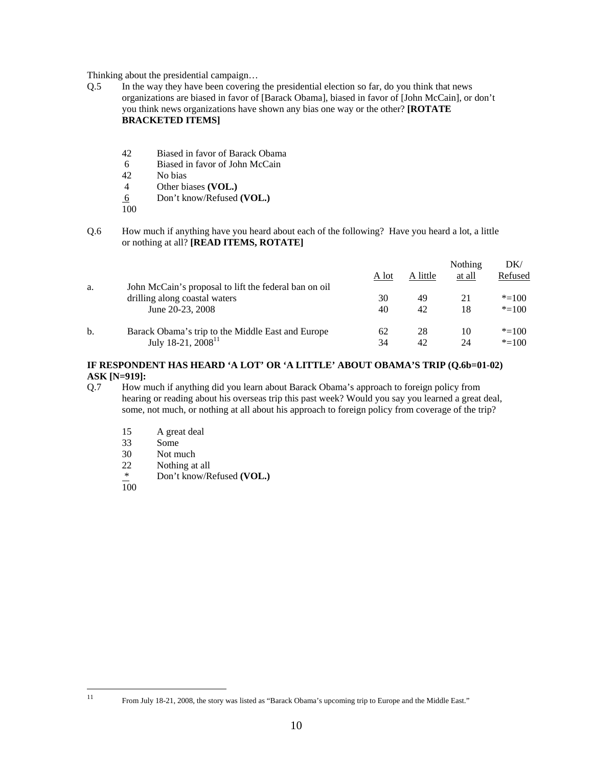Thinking about the presidential campaign…

Q.5 In the way they have been covering the presidential election so far, do you think that news organizations are biased in favor of [Barack Obama], biased in favor of [John McCain], or don't you think news organizations have shown any bias one way or the other? **[ROTATE BRACKETED ITEMS]**

| | |
|---|---|
| 42 | Biased in favor of Barack Obama |
| 6 | Biased in favor of John McCain |
| 42 | No bias |
| 4 | Other biases **(VOL.)** |
| 6 | Don't know/Refused **(VOL.)** |
| 100 | |

Q.6 How much if anything have you heard about each of the following? Have you heard a lot, a little or nothing at all? **[READ ITEMS, ROTATE]**

| | | A lot | A little | Nothing at all | DK/ Refused |
|---|---|---|---|---|---|
| a. | John McCain's proposal to lift the federal ban on oil drilling along coastal waters | 30 | 49 | 21 | *=100 |
| | June 20-23, 2008 | 40 | 42 | 18 | *=100 |
| b. | Barack Obama's trip to the Middle East and Europe | 62 | 28 | 10 | *=100 |
| | July 18-21, 2008[11] | 34 | 42 | 24 | *=100 |

**IF RESPONDENT HAS HEARD 'A LOT' OR 'A LITTLE' ABOUT OBAMA'S TRIP (Q.6b=01-02) ASK [N=919]:**

Q.7 How much if anything did you learn about Barack Obama's approach to foreign policy from hearing or reading about his overseas trip this past week? Would you say you learned a great deal, some, not much, or nothing at all about his approach to foreign policy from coverage of the trip?

| | |
|---|---|
| 15 | A great deal |
| 33 | Some |
| 30 | Not much |
| 22 | Nothing at all |
| * | Don't know/Refused **(VOL.)** |
| 100 | |

[11] From July 18-21, 2008, the story was listed as "Barack Obama's upcoming trip to Europe and the Middle East."